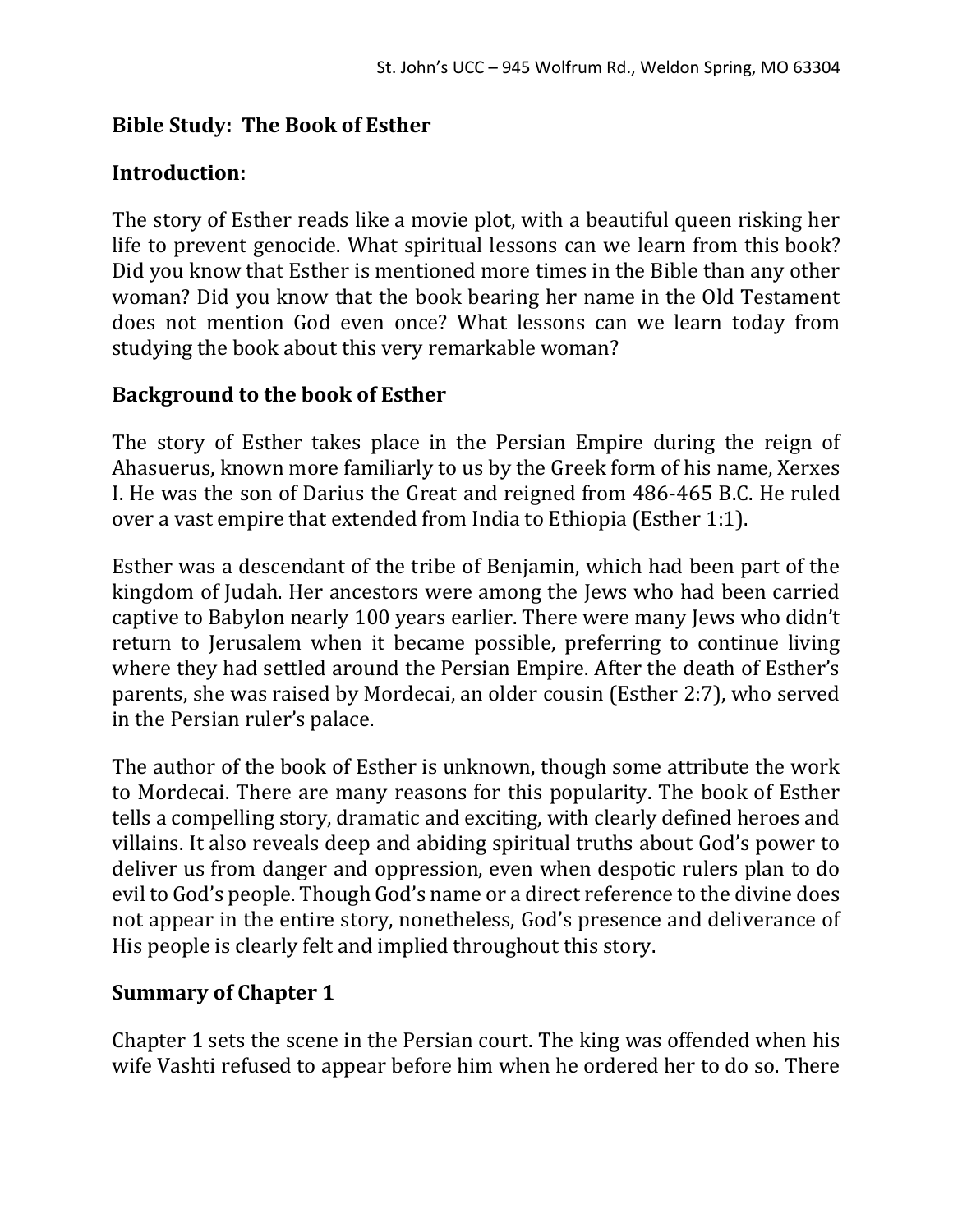**Bible Study: The Book of Esther**

**Introduction:**

The story of Esther reads like a movie plot, with a beautiful queen risking her life to prevent genocide. What spiritual lessons can we learn from this book? Did you know that Esther is mentioned more times in the Bible than any other woman? Did you know that the book bearing her name in the Old Testament does not mention God even once? What lessons can we learn today from studying the book about this very remarkable woman?

**Background to the book of Esther**

The story of Esther takes place in the Persian Empire during the reign of Ahasuerus, known more familiarly to us by the Greek form of his name, Xerxes I. He was the son of Darius the Great and reigned from 486-465 B.C. He ruled over a vast empire that extended from India to Ethiopia (Esther 1:1).

Esther was a descendant of the tribe of Benjamin, which had been part of the kingdom of Judah. Her ancestors were among the Jews who had been carried captive to Babylon nearly 100 years earlier. There were many Jews who didn't return to Jerusalem when it became possible, preferring to continue living where they had settled around the Persian Empire. After the death of Esther's parents, she was raised by Mordecai, an older cousin (Esther 2:7), who served in the Persian ruler's palace.

The author of the book of Esther is unknown, though some attribute the work to Mordecai. There are many reasons for this popularity. The book of Esther tells a compelling story, dramatic and exciting, with clearly defined heroes and villains. It also reveals deep and abiding spiritual truths about God's power to deliver us from danger and oppression, even when despotic rulers plan to do evil to God's people. Though God's name or a direct reference to the divine does not appear in the entire story, nonetheless, God's presence and deliverance of His people is clearly felt and implied throughout this story.

**Summary of Chapter 1**

Chapter 1 sets the scene in the Persian court. The king was offended when his wife Vashti refused to appear before him when he ordered her to do so. There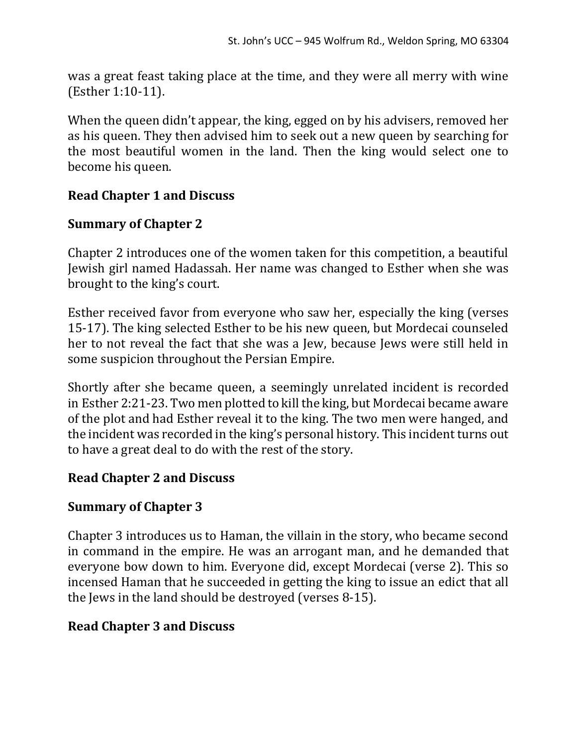was a great feast taking place at the time, and they were all merry with wine (Esther 1:10-11).

When the queen didn't appear, the king, egged on by his advisers, removed her as his queen. They then advised him to seek out a new queen by searching for the most beautiful women in the land. Then the king would select one to become his queen.

**Read Chapter 1 and Discuss**

**Summary of Chapter 2**

Chapter 2 introduces one of the women taken for this competition, a beautiful Jewish girl named Hadassah. Her name was changed to Esther when she was brought to the king's court.

Esther received favor from everyone who saw her, especially the king (verses 15-17). The king selected Esther to be his new queen, but Mordecai counseled her to not reveal the fact that she was a Jew, because Jews were still held in some suspicion throughout the Persian Empire.

Shortly after she became queen, a seemingly unrelated incident is recorded in Esther 2:21-23. Two men plotted to kill the king, but Mordecai became aware of the plot and had Esther reveal it to the king. The two men were hanged, and the incident was recorded in the king's personal history. This incident turns out to have a great deal to do with the rest of the story.

**Read Chapter 2 and Discuss**

**Summary of Chapter 3**

Chapter 3 introduces us to Haman, the villain in the story, who became second in command in the empire. He was an arrogant man, and he demanded that everyone bow down to him. Everyone did, except Mordecai (verse 2). This so incensed Haman that he succeeded in getting the king to issue an edict that all the Jews in the land should be destroyed (verses 8-15).

**Read Chapter 3 and Discuss**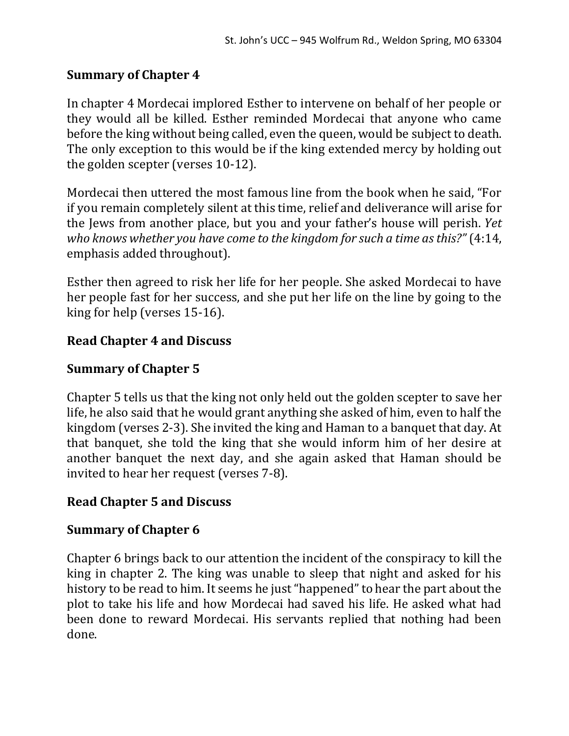**Summary of Chapter 4**

In chapter 4 Mordecai implored Esther to intervene on behalf of her people or they would all be killed. Esther reminded Mordecai that anyone who came before the king without being called, even the queen, would be subject to death. The only exception to this would be if the king extended mercy by holding out the golden scepter (verses 10-12).

Mordecai then uttered the most famous line from the book when he said, "For if you remain completely silent at this time, relief and deliverance will arise for the Jews from another place, but you and your father's house will perish. *Yet who knows whether you have come to the kingdom for such a time as this?"* (4:14, emphasis added throughout).

Esther then agreed to risk her life for her people. She asked Mordecai to have her people fast for her success, and she put her life on the line by going to the king for help (verses 15-16).

**Read Chapter 4 and Discuss**

**Summary of Chapter 5**

Chapter 5 tells us that the king not only held out the golden scepter to save her life, he also said that he would grant anything she asked of him, even to half the kingdom (verses 2-3). She invited the king and Haman to a banquet that day. At that banquet, she told the king that she would inform him of her desire at another banquet the next day, and she again asked that Haman should be invited to hear her request (verses 7-8).

**Read Chapter 5 and Discuss**

**Summary of Chapter 6**

Chapter 6 brings back to our attention the incident of the conspiracy to kill the king in chapter 2. The king was unable to sleep that night and asked for his history to be read to him. It seems he just "happened" to hear the part about the plot to take his life and how Mordecai had saved his life. He asked what had been done to reward Mordecai. His servants replied that nothing had been done.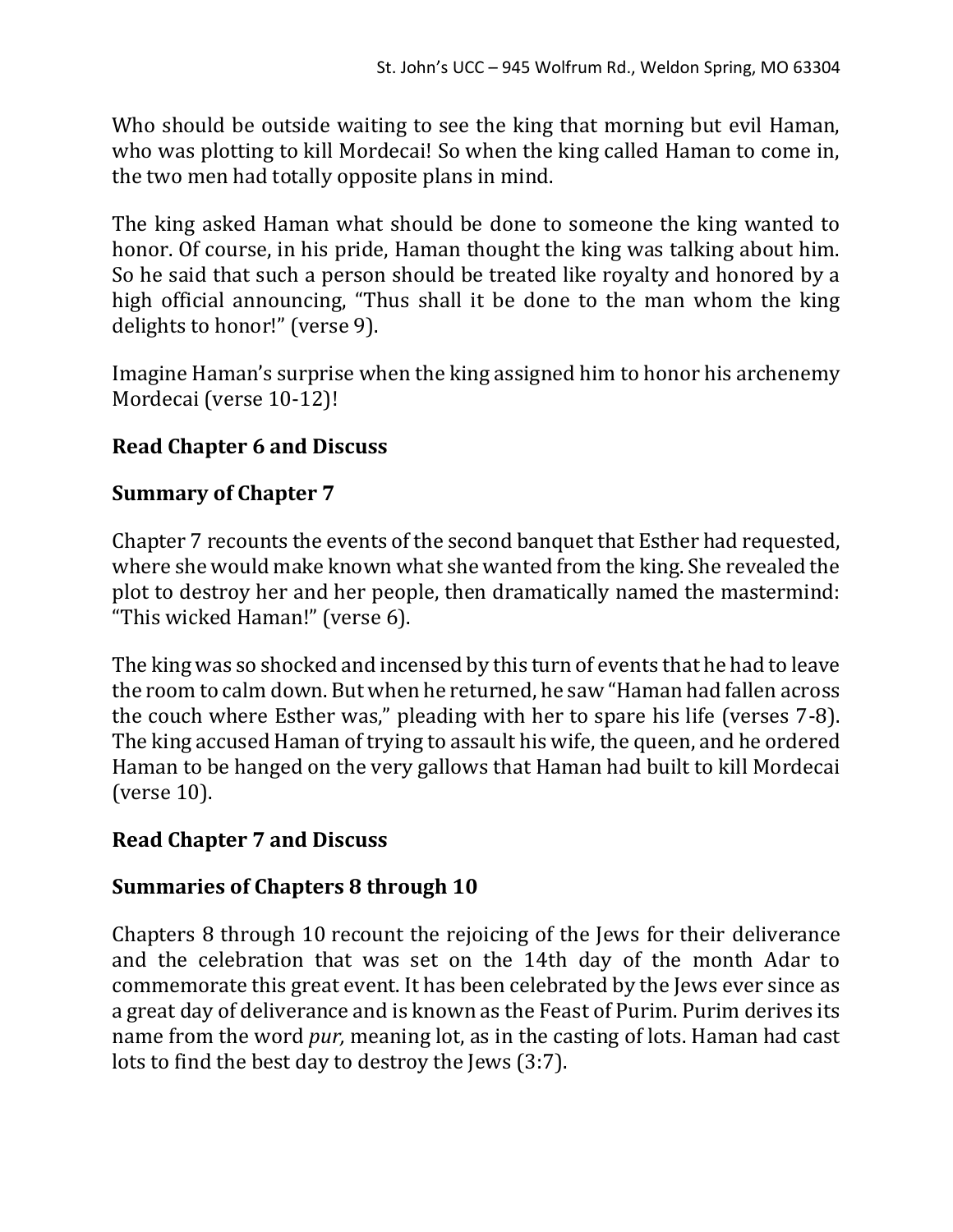Who should be outside waiting to see the king that morning but evil Haman, who was plotting to kill Mordecai! So when the king called Haman to come in, the two men had totally opposite plans in mind.

The king asked Haman what should be done to someone the king wanted to honor. Of course, in his pride, Haman thought the king was talking about him. So he said that such a person should be treated like royalty and honored by a high official announcing, "Thus shall it be done to the man whom the king delights to honor!" (verse 9).

Imagine Haman's surprise when the king assigned him to honor his archenemy Mordecai (verse 10-12)!

**Read Chapter 6 and Discuss**

**Summary of Chapter 7**

Chapter 7 recounts the events of the second banquet that Esther had requested, where she would make known what she wanted from the king. She revealed the plot to destroy her and her people, then dramatically named the mastermind: "This wicked Haman!" (verse 6).

The king was so shocked and incensed by this turn of events that he had to leave the room to calm down. But when he returned, he saw "Haman had fallen across the couch where Esther was," pleading with her to spare his life (verses 7-8). The king accused Haman of trying to assault his wife, the queen, and he ordered Haman to be hanged on the very gallows that Haman had built to kill Mordecai (verse 10).

**Read Chapter 7 and Discuss**

**Summaries of Chapters 8 through 10**

Chapters 8 through 10 recount the rejoicing of the Jews for their deliverance and the celebration that was set on the 14th day of the month Adar to commemorate this great event. It has been celebrated by the Jews ever since as a great day of deliverance and is known as the Feast of Purim. Purim derives its name from the word *pur,* meaning lot, as in the casting of lots. Haman had cast lots to find the best day to destroy the Jews (3:7).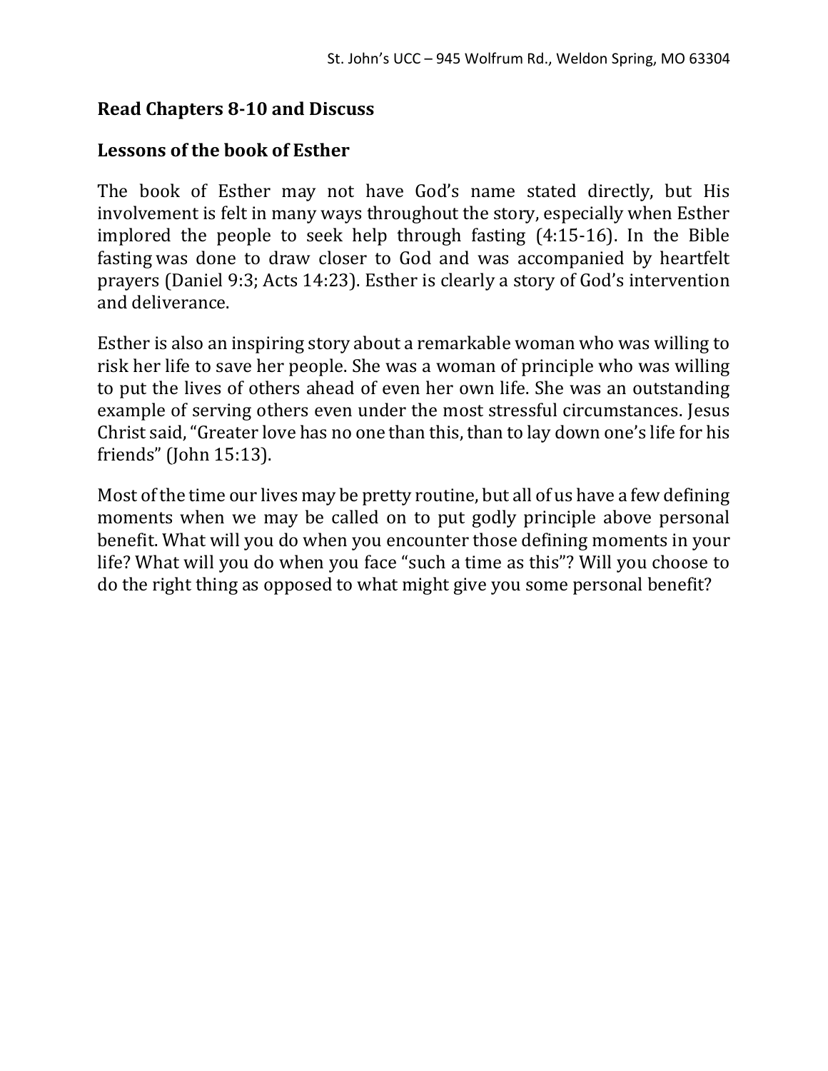**Read Chapters 8-10 and Discuss**

**Lessons of the book of Esther**

The book of Esther may not have God's name stated directly, but His involvement is felt in many ways throughout the story, especially when Esther implored the people to seek help through fasting (4:15-16). In the Bible fasting was done to draw closer to God and was accompanied by heartfelt prayers (Daniel 9:3; Acts 14:23). Esther is clearly a story of God's intervention and deliverance.

Esther is also an inspiring story about a remarkable woman who was willing to risk her life to save her people. She was a woman of principle who was willing to put the lives of others ahead of even her own life. She was an outstanding example of serving others even under the most stressful circumstances. Jesus Christ said, "Greater love has no one than this, than to lay down one's life for his friends" (John 15:13).

Most of the time our lives may be pretty routine, but all of us have a few defining moments when we may be called on to put godly principle above personal benefit. What will you do when you encounter those defining moments in your life? What will you do when you face "such a time as this"? Will you choose to do the right thing as opposed to what might give you some personal benefit?